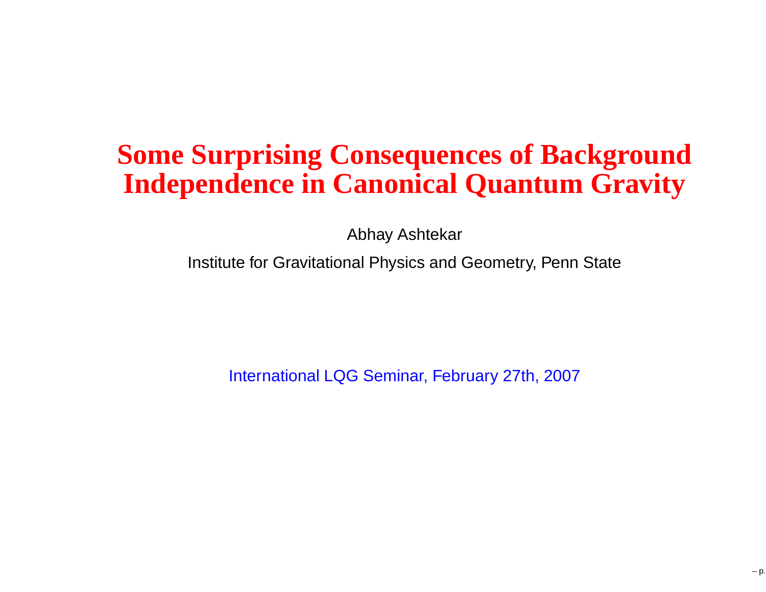# Some Surprising Consequences of Background Independence in Canonical Quantum Gravity

Abhay Ashtekar

Institute for Gravitational Physics and Geometry, Penn State

International LQG Seminar, February 27th, 2007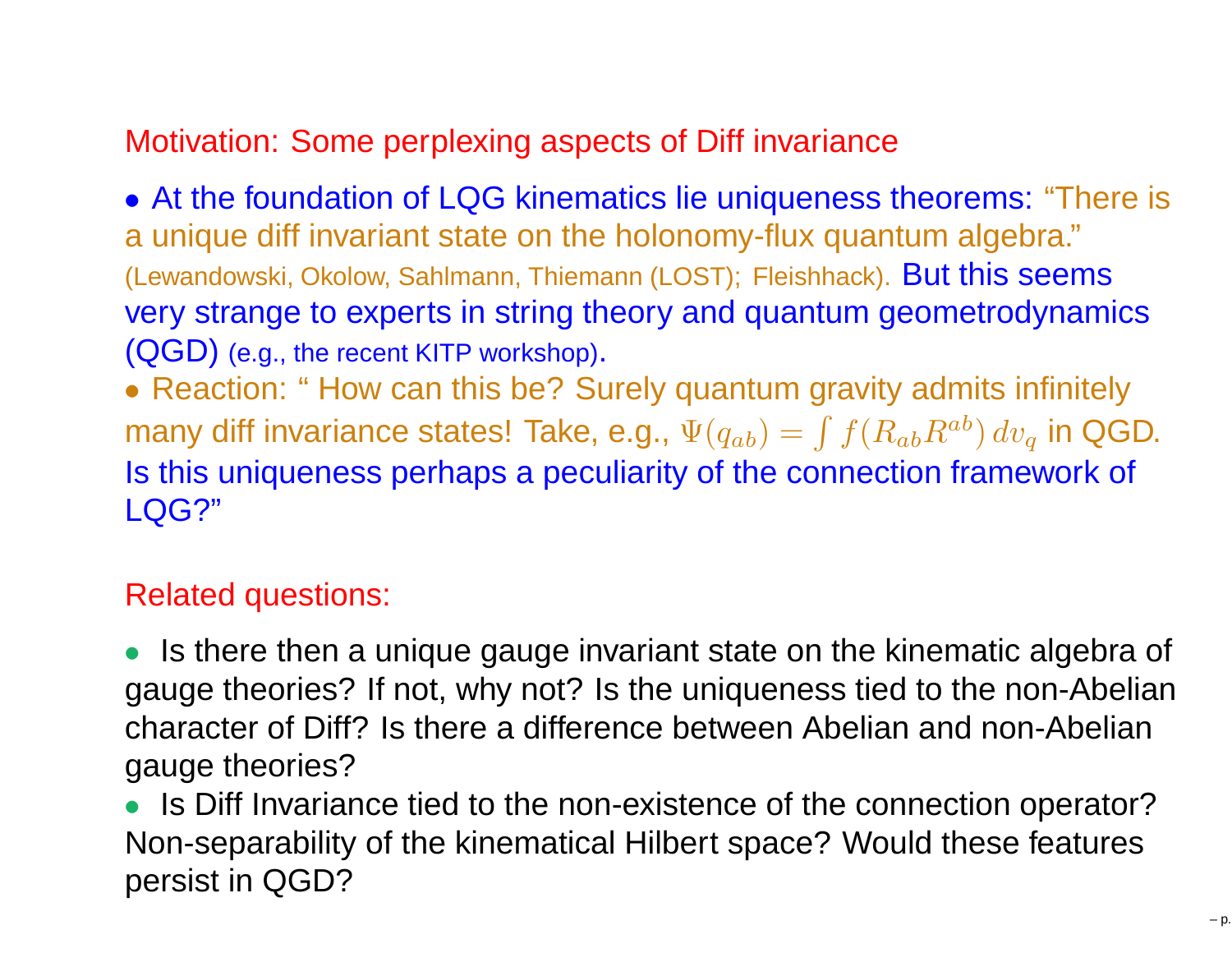## Motivation: Some perplexing aspects of Diff invariance

- At the foundation of LQG kinematics lie uniqueness theorems: "There is a unique diff invariant state on the holonomy-flux quantum algebra." (Lewandowski, Okolow, Sahlmann, Thiemann (LOST); Fleishhack). But this seems very strange to experts in string theory and quantum geometrodynamics (QGD) (e.g., the recent KITP workshop).
- Reaction: " How can this be? Surely quantum gravity admits infinitely many diff invariance states! Take, e.g., $\Psi(q_{ab}) = \int f(R_{ab}R^{ab})\, dv_q$ in QGD. Is this uniqueness perhaps a peculiarity of the connection framework of LQG?"

## Related questions:

- Is there then a unique gauge invariant state on the kinematic algebra of gauge theories? If not, why not? Is the uniqueness tied to the non-Abelian character of Diff? Is there a difference between Abelian and non-Abelian gauge theories?
- Is Diff Invariance tied to the non-existence of the connection operator? Non-separability of the kinematical Hilbert space? Would these features persist in QGD?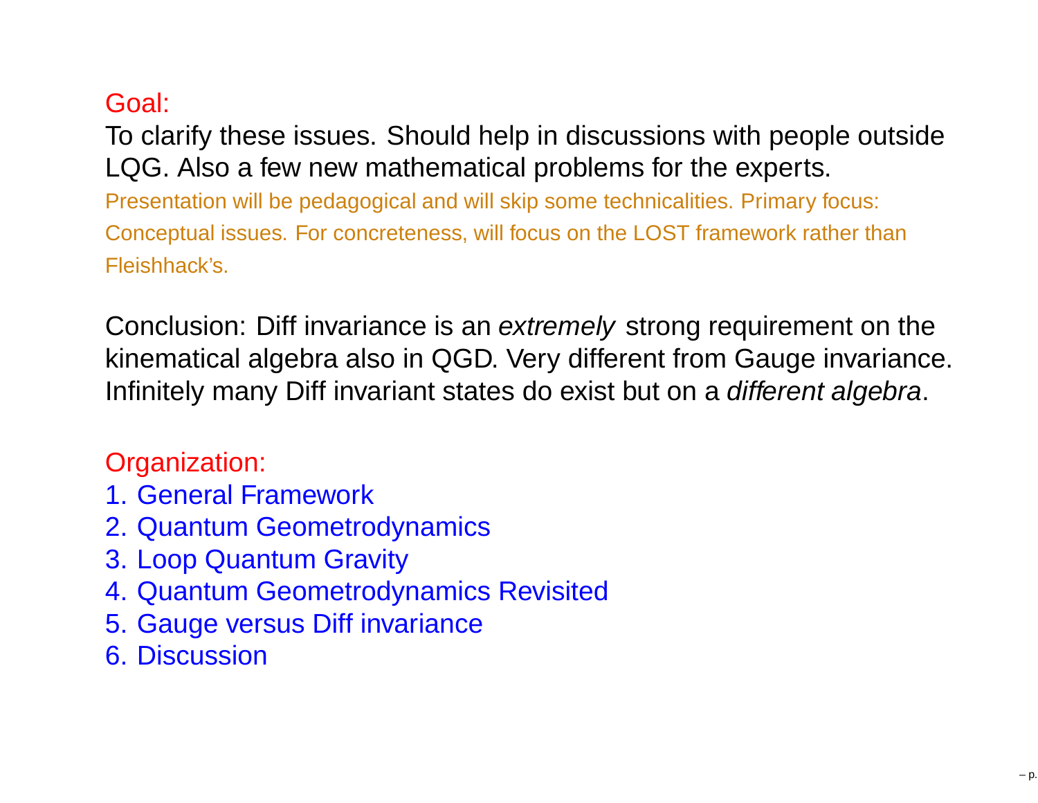## Goal:

To clarify these issues. Should help in discussions with people outside LQG. Also a few new mathematical problems for the experts.

Presentation will be pedagogical and will skip some technicalities. Primary focus: Conceptual issues. For concreteness, will focus on the LOST framework rather than Fleishhack's.

Conclusion: Diff invariance is an *extremely* strong requirement on the kinematical algebra also in QGD. Very different from Gauge invariance. Infinitely many Diff invariant states do exist but on a *different algebra*.

## Organization:

1. General Framework
2. Quantum Geometrodynamics
3. Loop Quantum Gravity
4. Quantum Geometrodynamics Revisited
5. Gauge versus Diff invariance
6. Discussion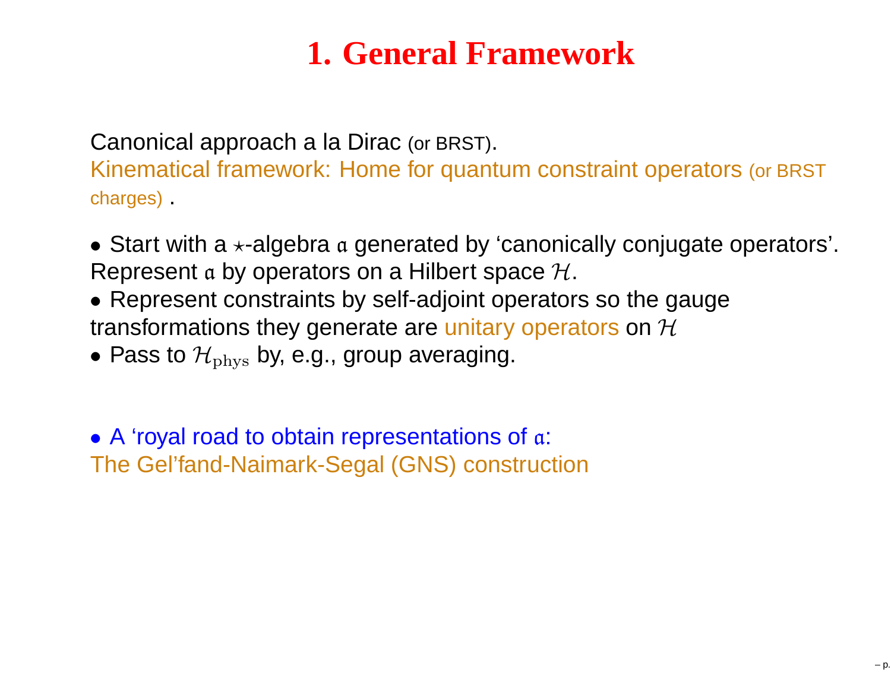# 1. General Framework

Canonical approach a la Dirac (or BRST).
Kinematical framework: Home for quantum constraint operators (or BRST charges) .

- Start with a $\star$-algebra $\mathfrak{a}$ generated by 'canonically conjugate operators'. Represent $\mathfrak{a}$ by operators on a Hilbert space $\mathcal{H}$.
- Represent constraints by self-adjoint operators so the gauge transformations they generate are unitary operators on $\mathcal{H}$
- Pass to $\mathcal{H}_{\rm phys}$ by, e.g., group averaging.

- A 'royal road to obtain representations of $\mathfrak{a}$:

The Gel'fand-Naimark-Segal (GNS) construction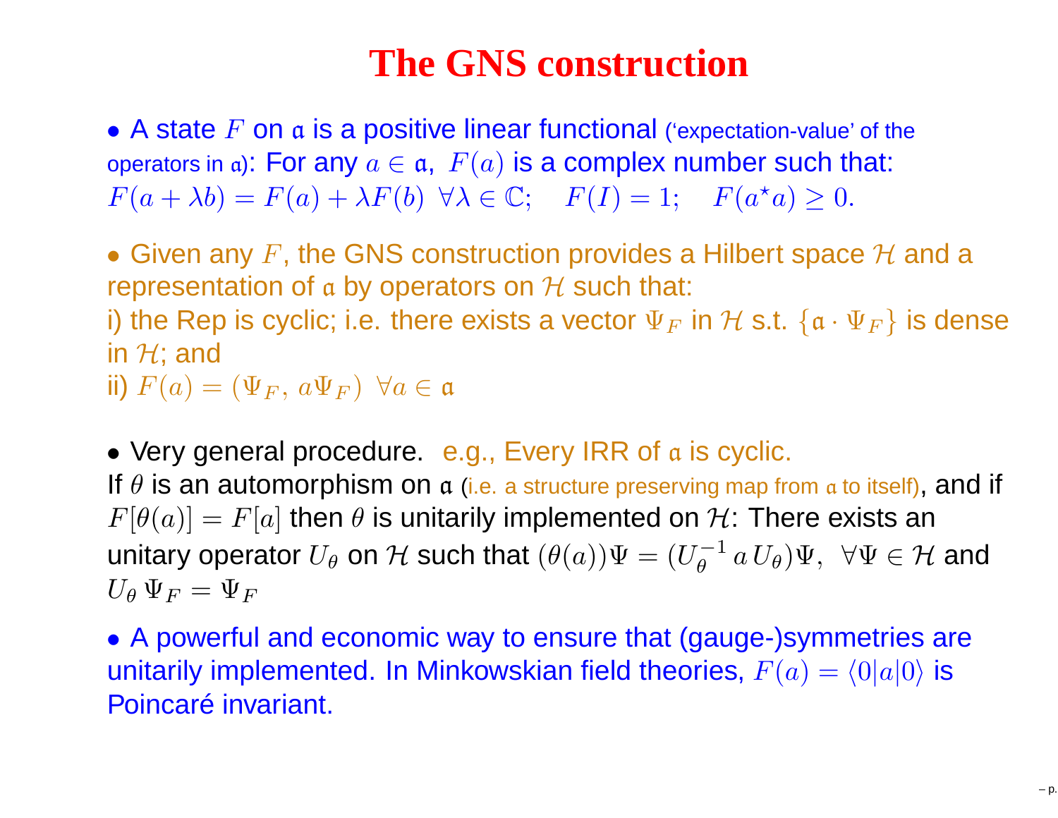# The GNS construction

- A state $F$ on $\mathfrak{a}$ is a positive linear functional ('expectation-value' of the operators in $\mathfrak{a}$): For any $a \in \mathfrak{a}$, $F(a)$ is a complex number such that:
$F(a + \lambda b) = F(a) + \lambda F(b) \ \forall \lambda \in \mathbb{C}; \quad F(I) = 1; \quad F(a^{\star} a) \geq 0.$

- Given any $F$, the GNS construction provides a Hilbert space $\mathcal{H}$ and a representation of $\mathfrak{a}$ by operators on $\mathcal{H}$ such that:
i) the Rep is cyclic; i.e. there exists a vector $\Psi_F$ in $\mathcal{H}$ s.t. $\{\mathfrak{a} \cdot \Psi_F\}$ is dense in $\mathcal{H}$; and
ii) $F(a) = (\Psi_F, \, a \Psi_F) \ \forall a \in \mathfrak{a}$

- Very general procedure. e.g., Every IRR of $\mathfrak{a}$ is cyclic.
If $\theta$ is an automorphism on $\mathfrak{a}$ (i.e. a structure preserving map from $\mathfrak{a}$ to itself), and if $F[\theta(a)] = F[a]$ then $\theta$ is unitarily implemented on $\mathcal{H}$: There exists an unitary operator $U_\theta$ on $\mathcal{H}$ such that $(\theta(a))\Psi = (U_\theta^{-1} \, a \, U_\theta)\Psi, \ \forall \Psi \in \mathcal{H}$ and $U_\theta \, \Psi_F = \Psi_F$

- A powerful and economic way to ensure that (gauge-)symmetries are unitarily implemented. In Minkowskian field theories, $F(a) = \langle 0|a|0 \rangle$ is Poincaré invariant.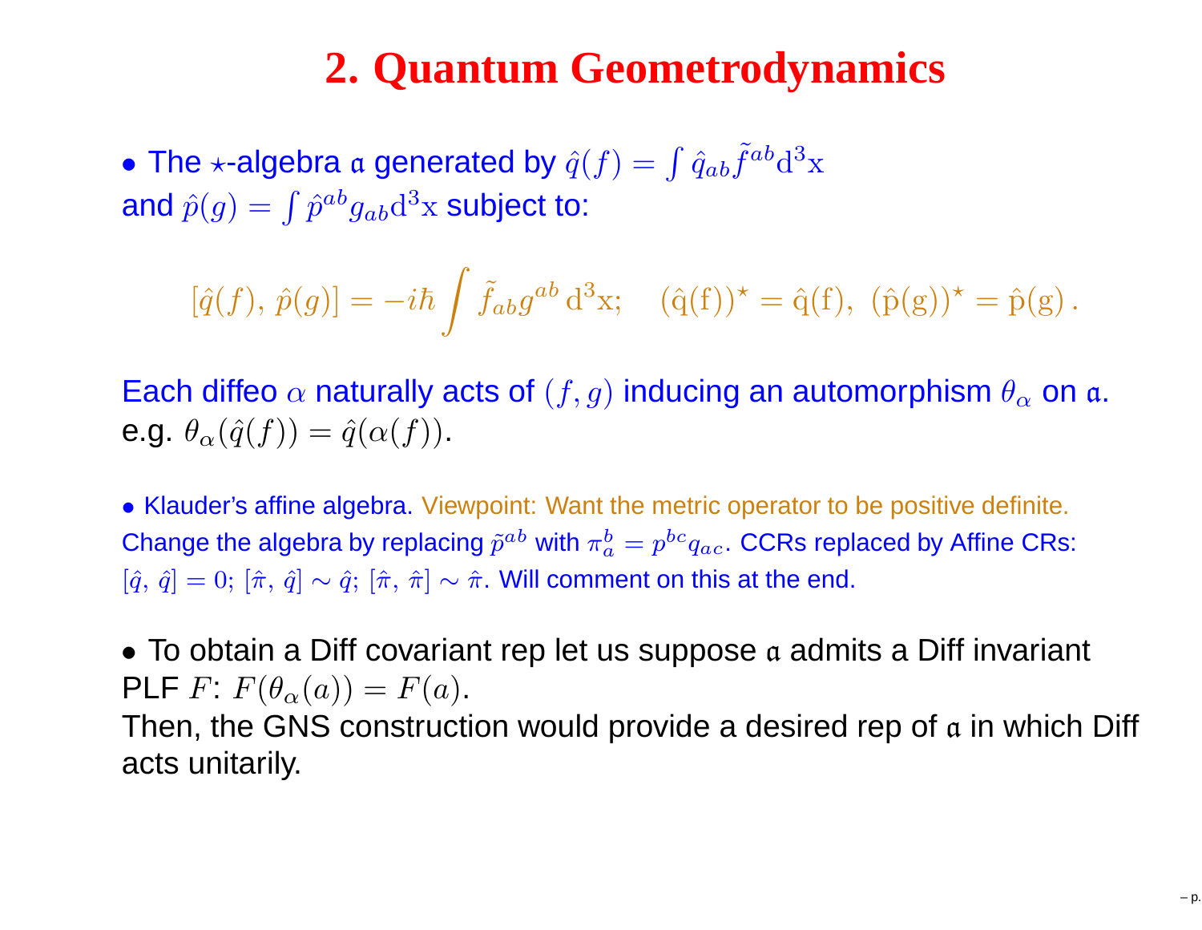# 2. Quantum Geometrodynamics

- The $\star$-algebra $\mathfrak{a}$ generated by $\hat{q}(f) = \int \hat{q}_{ab}\tilde{f}^{ab}\mathrm{d}^3\mathrm{x}$ and $\hat{p}(g) = \int \hat{p}^{ab}g_{ab}\mathrm{d}^3\mathrm{x}$ subject to:

$$[\hat{q}(f),\, \hat{p}(g)] = -i\hbar \int \tilde{f}_{ab}g^{ab}\,\mathrm{d}^3\mathrm{x}; \quad (\hat{\mathrm{q}}(\mathrm{f}))^\star = \hat{\mathrm{q}}(\mathrm{f}),\ (\hat{\mathrm{p}}(\mathrm{g}))^\star = \hat{\mathrm{p}}(\mathrm{g})\,.$$

Each diffeo $\alpha$ naturally acts of $(f, g)$ inducing an automorphism $\theta_\alpha$ on $\mathfrak{a}$. e.g. $\theta_\alpha(\hat{q}(f)) = \hat{q}(\alpha(f))$.

- Klauder's affine algebra. Viewpoint: Want the metric operator to be positive definite. Change the algebra by replacing $\tilde{p}^{ab}$ with $\pi_a^b = p^{bc}q_{ac}$. CCRs replaced by Affine CRs: $[\hat{q},\, \hat{q}] = 0$; $[\hat{\pi},\, \hat{q}] \sim \hat{q}$; $[\hat{\pi},\, \hat{\pi}] \sim \hat{\pi}$. Will comment on this at the end.

- To obtain a Diff covariant rep let us suppose $\mathfrak{a}$ admits a Diff invariant PLF $F$: $F(\theta_\alpha(a)) = F(a)$.

Then, the GNS construction would provide a desired rep of $\mathfrak{a}$ in which Diff acts unitarily.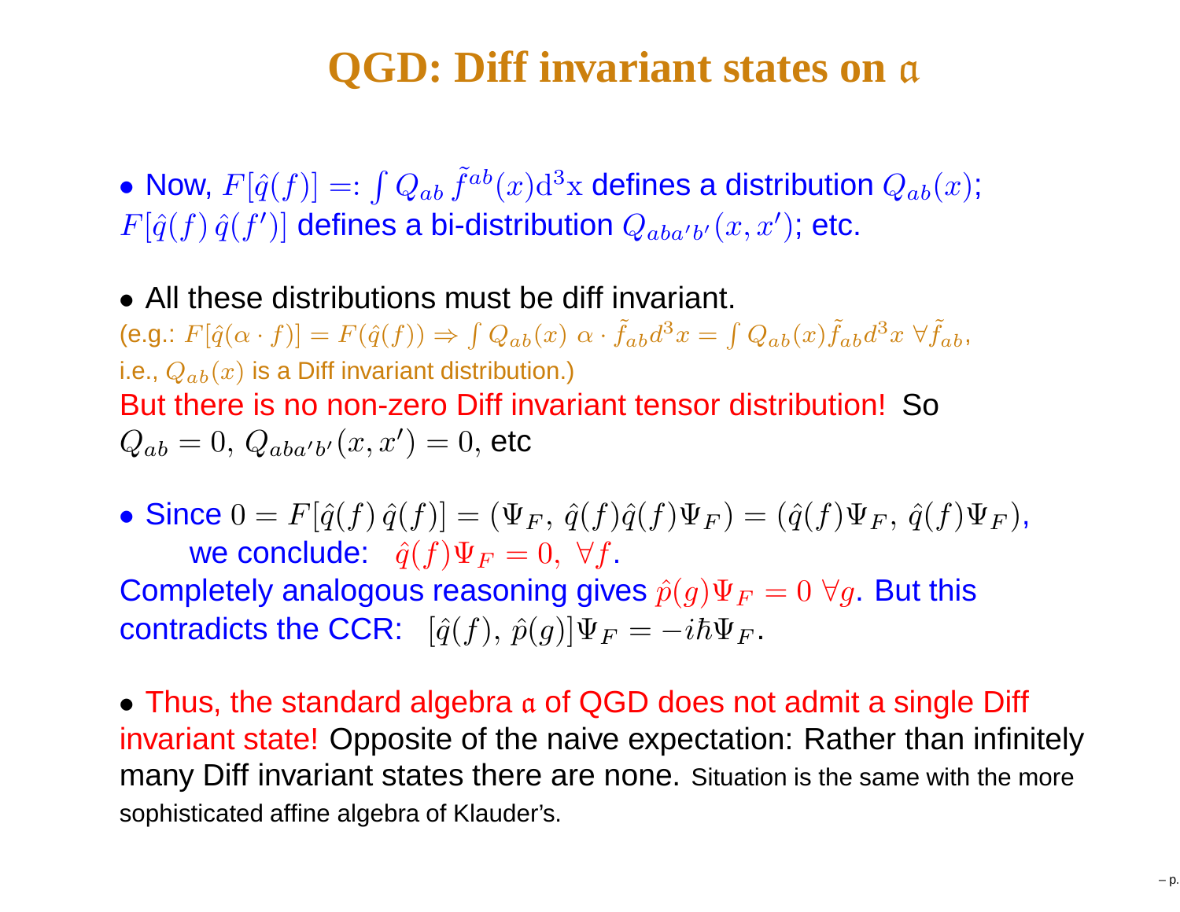# QGD: Diff invariant states on $\mathfrak{a}$

- Now, $F[\hat{q}(f)] =: \int Q_{ab}\, \tilde{f}^{ab}(x) \mathrm{d}^3\mathrm{x}$ defines a distribution $Q_{ab}(x)$; $F[\hat{q}(f)\, \hat{q}(f')]$ defines a bi-distribution $Q_{aba'b'}(x, x')$; etc.

- All these distributions must be diff invariant.
(e.g.: $F[\hat{q}(\alpha \cdot f)] = F(\hat{q}(f)) \Rightarrow \int Q_{ab}(x)\ \alpha \cdot \tilde{f}_{ab} d^3x = \int Q_{ab}(x) \tilde{f}_{ab} d^3x\ \forall \tilde{f}_{ab}$,
i.e., $Q_{ab}(x)$ is a Diff invariant distribution.)
But there is no non-zero Diff invariant tensor distribution! So $Q_{ab} = 0,\ Q_{aba'b'}(x, x') = 0$, etc

- Since $0 = F[\hat{q}(f)\, \hat{q}(f)] = (\Psi_F,\, \hat{q}(f)\hat{q}(f)\Psi_F) = (\hat{q}(f)\Psi_F,\, \hat{q}(f)\Psi_F)$,
  we conclude: $\hat{q}(f)\Psi_F = 0,\ \forall f$.
Completely analogous reasoning gives $\hat{p}(g)\Psi_F = 0\ \forall g$. But this contradicts the CCR: $[\hat{q}(f),\, \hat{p}(g)]\Psi_F = -i\hbar\Psi_F$.

- Thus, the standard algebra $\mathfrak{a}$ of QGD does not admit a single Diff invariant state! Opposite of the naive expectation: Rather than infinitely many Diff invariant states there are none. Situation is the same with the more sophisticated affine algebra of Klauder's.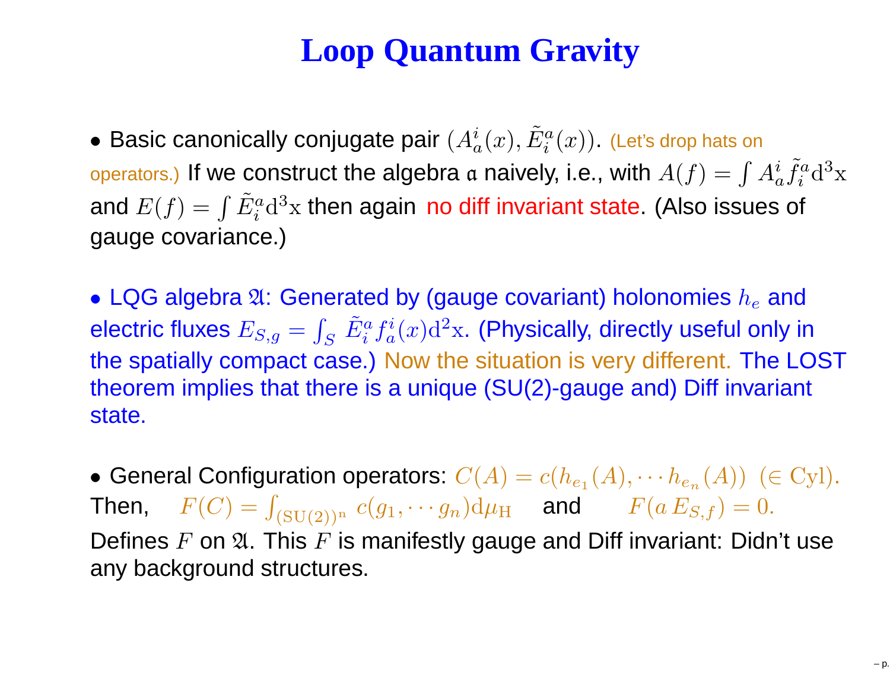# Loop Quantum Gravity

- Basic canonically conjugate pair $(A_a^i(x), \tilde{E}_i^a(x))$. (Let's drop hats on operators.) If we construct the algebra $\mathfrak{a}$ naively, i.e., with $A(f) = \int A_a^i \tilde{f}_i^a \mathrm{d}^3\mathrm{x}$ and $E(f) = \int \tilde{E}_i^a \mathrm{d}^3\mathrm{x}$ then again no diff invariant state. (Also issues of gauge covariance.)

- LQG algebra $\mathfrak{A}$: Generated by (gauge covariant) holonomies $h_e$ and electric fluxes $E_{S,g} = \int_S \tilde{E}_i^a f_a^i(x) \mathrm{d}^2\mathrm{x}$. (Physically, directly useful only in the spatially compact case.) Now the situation is very different. The LOST theorem implies that there is a unique (SU(2)-gauge and) Diff invariant state.

- General Configuration operators: $C(A) = c(h_{e_1}(A), \cdots h_{e_n}(A))$ $(\in \mathrm{Cyl})$. Then, $F(C) = \int_{(\mathrm{SU(2)})^{\mathrm{n}}} c(g_1, \cdots g_n) \mathrm{d}\mu_{\mathrm{H}}$ and $F(a\, E_{S,f}) = 0.$ Defines $F$ on $\mathfrak{A}$. This $F$ is manifestly gauge and Diff invariant: Didn't use any background structures.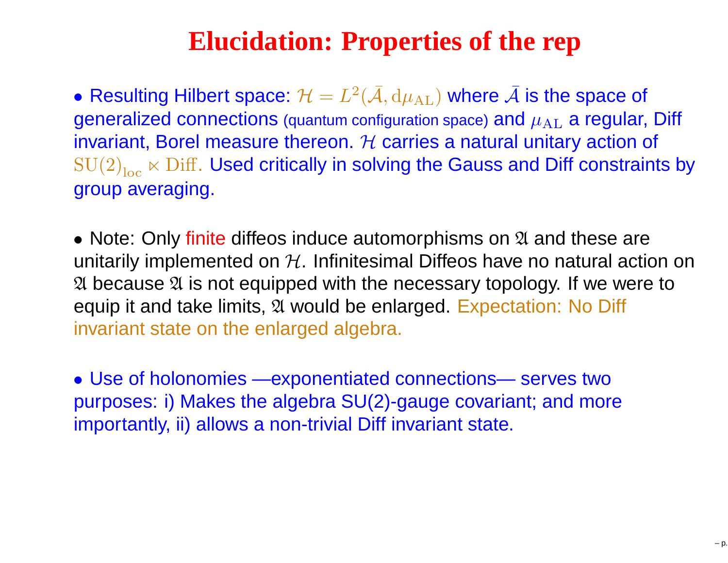# Elucidation: Properties of the rep

- Resulting Hilbert space: $\mathcal{H} = L^2(\bar{\mathcal{A}}, \mathrm{d}\mu_{\mathrm{AL}})$ where $\bar{\mathcal{A}}$ is the space of generalized connections (quantum configuration space) and $\mu_{\mathrm{AL}}$ a regular, Diff invariant, Borel measure thereon. $\mathcal{H}$ carries a natural unitary action of $\mathrm{SU}(2)_{\mathrm{loc}} \ltimes \mathrm{Diff}$. Used critically in solving the Gauss and Diff constraints by group averaging.

- Note: Only finite diffeos induce automorphisms on $\mathfrak{A}$ and these are unitarily implemented on $\mathcal{H}$. Infinitesimal Diffeos have no natural action on $\mathfrak{A}$ because $\mathfrak{A}$ is not equipped with the necessary topology. If we were to equip it and take limits, $\mathfrak{A}$ would be enlarged. Expectation: No Diff invariant state on the enlarged algebra.

- Use of holonomies —exponentiated connections— serves two purposes: i) Makes the algebra SU(2)-gauge covariant; and more importantly, ii) allows a non-trivial Diff invariant state.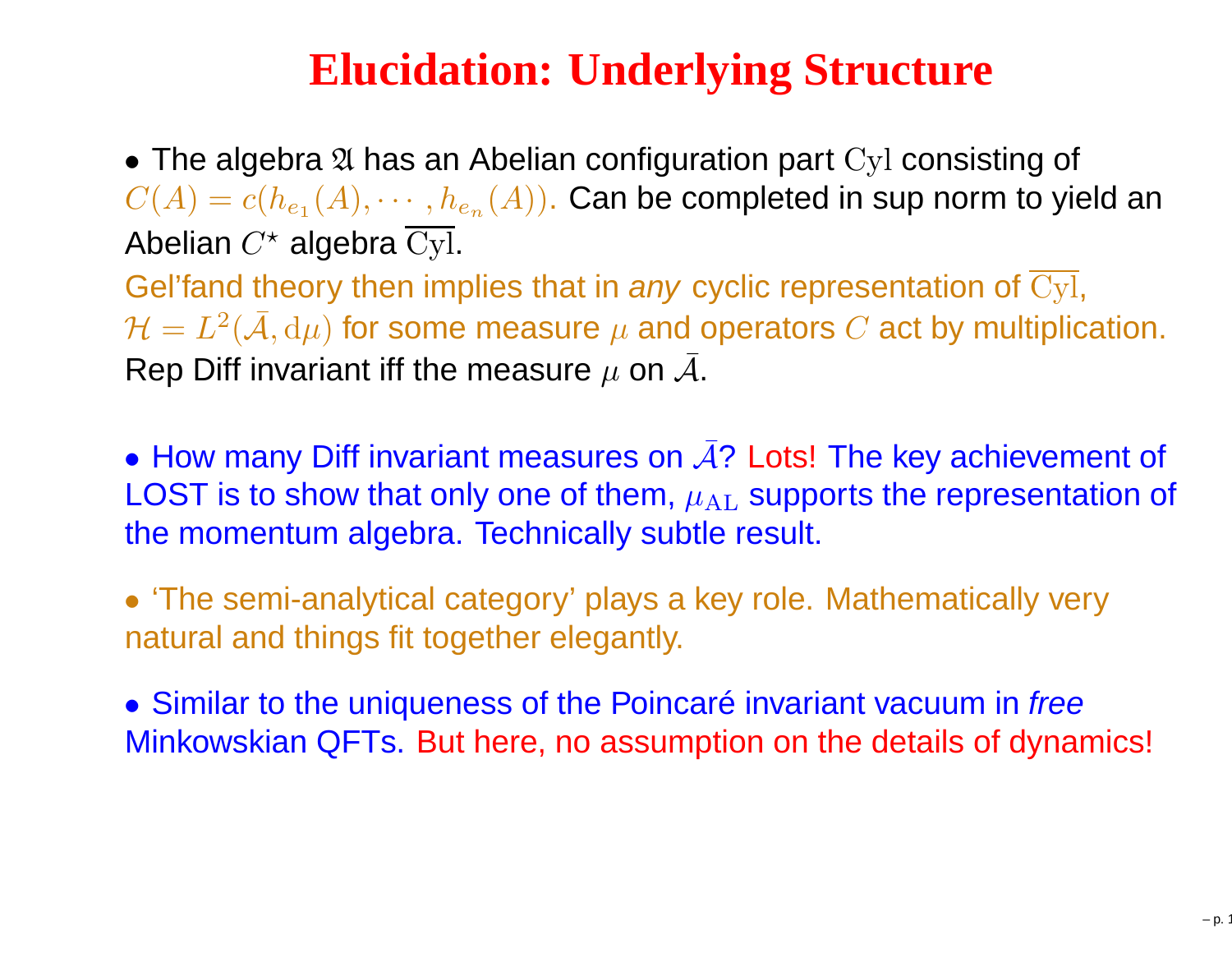# Elucidation: Underlying Structure

- The algebra $\mathfrak{A}$ has an Abelian configuration part $\mathrm{Cyl}$ consisting of $C(A) = c(h_{e_1}(A), \cdots, h_{e_n}(A))$. Can be completed in sup norm to yield an Abelian $C^\star$ algebra $\overline{\mathrm{Cyl}}$.
Gel'fand theory then implies that in *any* cyclic representation of $\overline{\mathrm{Cyl}}$, $\mathcal{H} = L^2(\bar{\mathcal{A}}, \mathrm{d}\mu)$ for some measure $\mu$ and operators $C$ act by multiplication. Rep Diff invariant iff the measure $\mu$ on $\bar{\mathcal{A}}$.

- How many Diff invariant measures on $\bar{\mathcal{A}}$? Lots! The key achievement of LOST is to show that only one of them, $\mu_{\mathrm{AL}}$ supports the representation of the momentum algebra. Technically subtle result.

- 'The semi-analytical category' plays a key role. Mathematically very natural and things fit together elegantly.

- Similar to the uniqueness of the Poincaré invariant vacuum in *free* Minkowskian QFTs. But here, no assumption on the details of dynamics!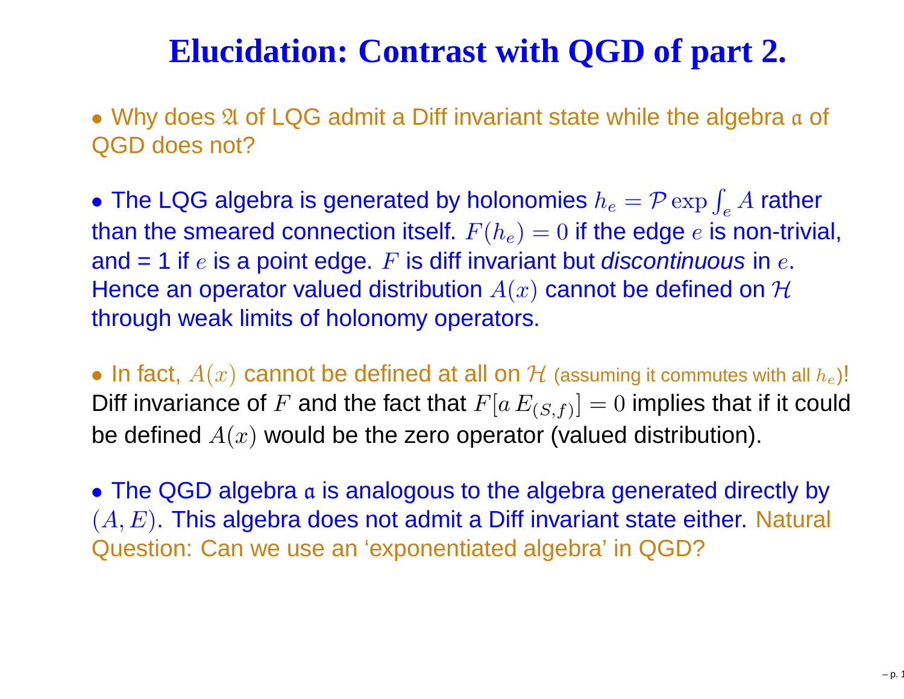# Elucidation: Contrast with QGD of part 2.

• Why does $\mathfrak{A}$ of LQG admit a Diff invariant state while the algebra $\mathfrak{a}$ of QGD does not?

• The LQG algebra is generated by holonomies $h_e = \mathcal{P} \exp \int_e A$ rather than the smeared connection itself. $F(h_e) = 0$ if the edge $e$ is non-trivial, and = 1 if $e$ is a point edge. $F$ is diff invariant but *discontinuous* in $e$. Hence an operator valued distribution $A(x)$ cannot be defined on $\mathcal{H}$ through weak limits of holonomy operators.

• In fact, $A(x)$ cannot be defined at all on $\mathcal{H}$ (assuming it commutes with all $h_e$)! Diff invariance of $F$ and the fact that $F[a\, E_{(S,f)}] = 0$ implies that if it could be defined $A(x)$ would be the zero operator (valued distribution).

• The QGD algebra $\mathfrak{a}$ is analogous to the algebra generated directly by $(A, E)$. This algebra does not admit a Diff invariant state either. Natural Question: Can we use an 'exponentiated algebra' in QGD?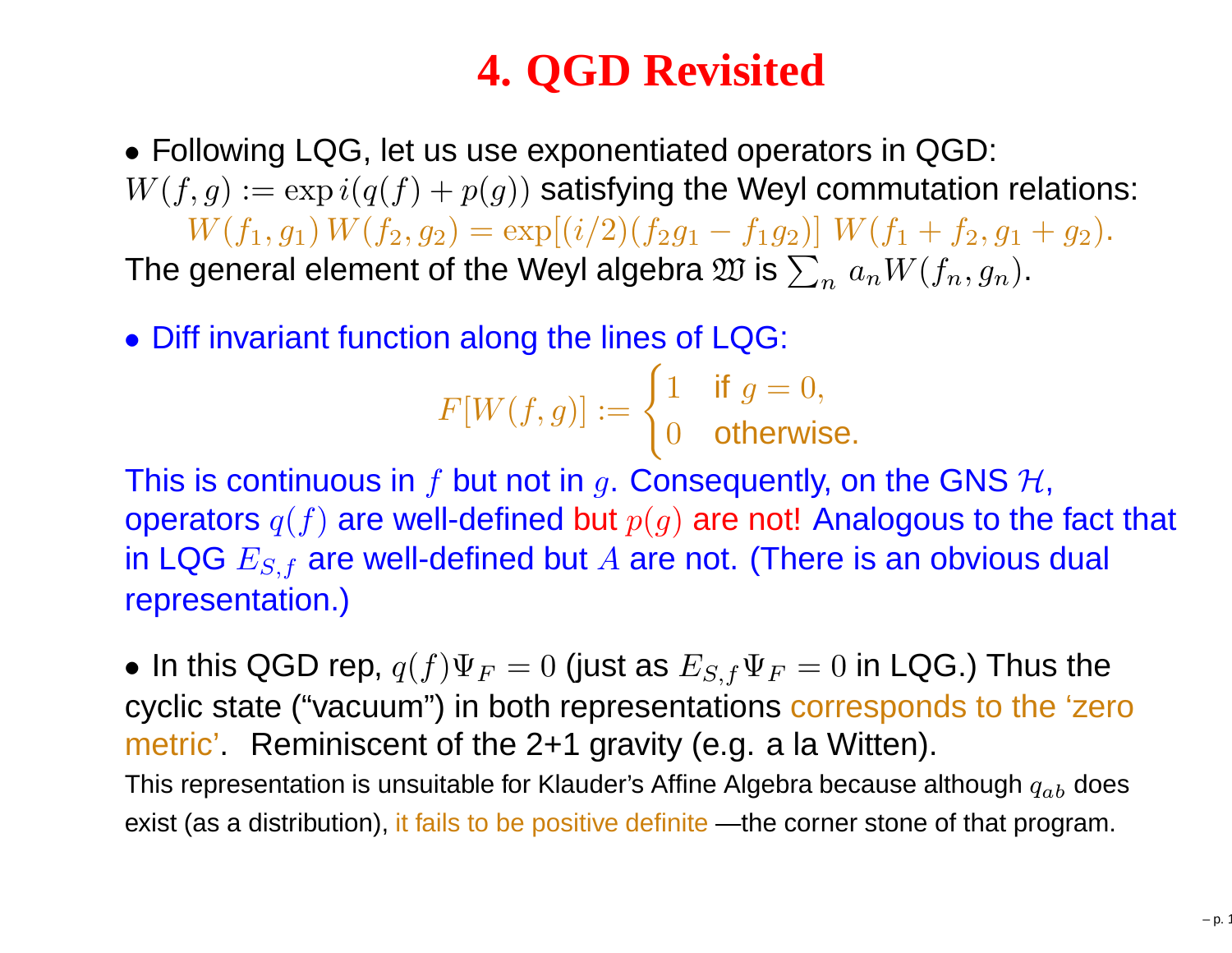# 4. QGD Revisited

- Following LQG, let us use exponentiated operators in QGD:

$W(f,g) := \exp i(q(f) + p(g))$ satisfying the Weyl commutation relations:

$$W(f_1, g_1)\, W(f_2, g_2) = \exp[(i/2)(f_2 g_1 - f_1 g_2)]\; W(f_1 + f_2, g_1 + g_2).$$

The general element of the Weyl algebra $\mathfrak{W}$ is $\sum_n a_n W(f_n, g_n)$.

- Diff invariant function along the lines of LQG:

$$F[W(f,g)] := \begin{cases} 1 & \text{if } g = 0, \\ 0 & \text{otherwise.} \end{cases}$$

This is continuous in $f$ but not in $g$. Consequently, on the GNS $\mathcal{H}$, operators $q(f)$ are well-defined but $p(g)$ are not! Analogous to the fact that in LQG $E_{S,f}$ are well-defined but $A$ are not. (There is an obvious dual representation.)

- In this QGD rep, $q(f)\Psi_F = 0$ (just as $E_{S,f}\Psi_F = 0$ in LQG.) Thus the cyclic state ("vacuum") in both representations corresponds to the 'zero metric'. Reminiscent of the 2+1 gravity (e.g. a la Witten).

This representation is unsuitable for Klauder's Affine Algebra because although $q_{ab}$ does exist (as a distribution), it fails to be positive definite —the corner stone of that program.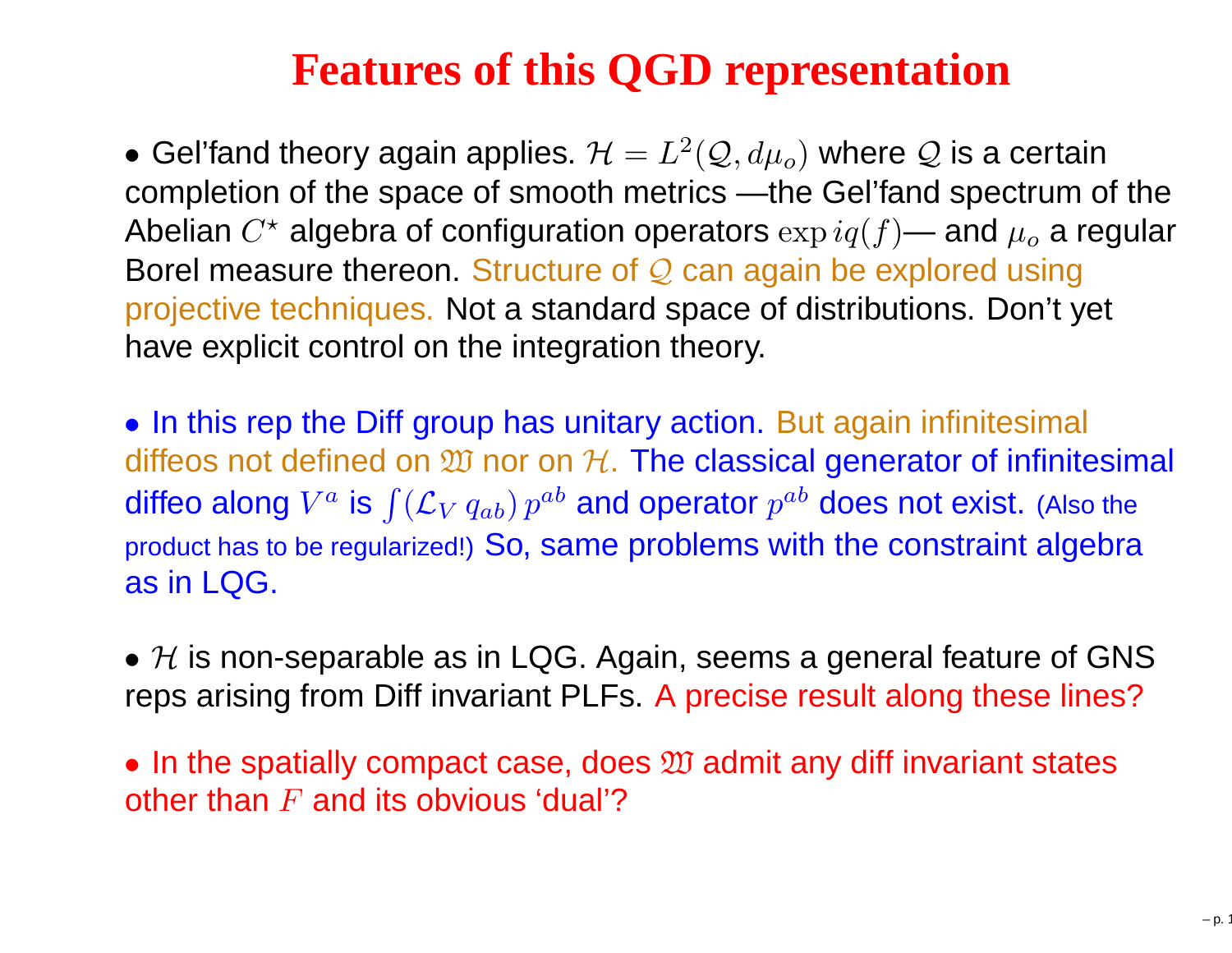# Features of this QGD representation

- Gel'fand theory again applies. $\mathcal{H} = L^2(\mathcal{Q}, d\mu_o)$ where $\mathcal{Q}$ is a certain completion of the space of smooth metrics —the Gel'fand spectrum of the Abelian $C^\star$ algebra of configuration operators $\exp iq(f)$— and $\mu_o$ a regular Borel measure thereon. Structure of $\mathcal{Q}$ can again be explored using projective techniques. Not a standard space of distributions. Don't yet have explicit control on the integration theory.

- In this rep the Diff group has unitary action. But again infinitesimal diffeos not defined on $\mathfrak{W}$ nor on $\mathcal{H}$. The classical generator of infinitesimal diffeo along $V^a$ is $\int (\mathcal{L}_V\, q_{ab})\, p^{ab}$ and operator $p^{ab}$ does not exist. (Also the product has to be regularized!) So, same problems with the constraint algebra as in LQG.

- $\mathcal{H}$ is non-separable as in LQG. Again, seems a general feature of GNS reps arising from Diff invariant PLFs. A precise result along these lines?

- In the spatially compact case, does $\mathfrak{W}$ admit any diff invariant states other than $F$ and its obvious 'dual'?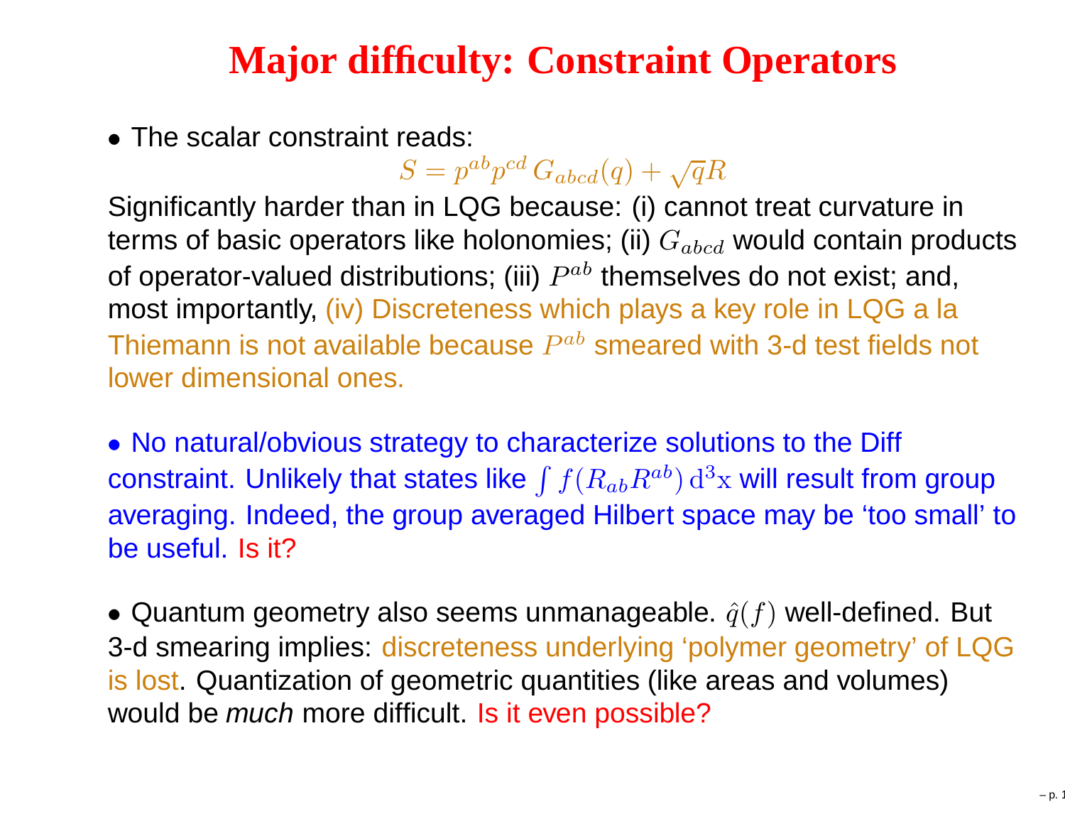# Major difficulty: Constraint Operators

- The scalar constraint reads:

$$S = p^{ab}p^{cd}\, G_{abcd}(q) + \sqrt{q}R$$

Significantly harder than in LQG because: (i) cannot treat curvature in terms of basic operators like holonomies; (ii) $G_{abcd}$ would contain products of operator-valued distributions; (iii) $P^{ab}$ themselves do not exist; and, most importantly, (iv) Discreteness which plays a key role in LQG a la Thiemann is not available because $P^{ab}$ smeared with 3-d test fields not lower dimensional ones.

- No natural/obvious strategy to characterize solutions to the Diff constraint. Unlikely that states like $\int f(R_{ab}R^{ab})\,\mathrm{d}^3\mathrm{x}$ will result from group averaging. Indeed, the group averaged Hilbert space may be 'too small' to be useful. Is it?

- Quantum geometry also seems unmanageable. $\hat{q}(f)$ well-defined. But 3-d smearing implies: discreteness underlying 'polymer geometry' of LQG is lost. Quantization of geometric quantities (like areas and volumes) would be *much* more difficult. Is it even possible?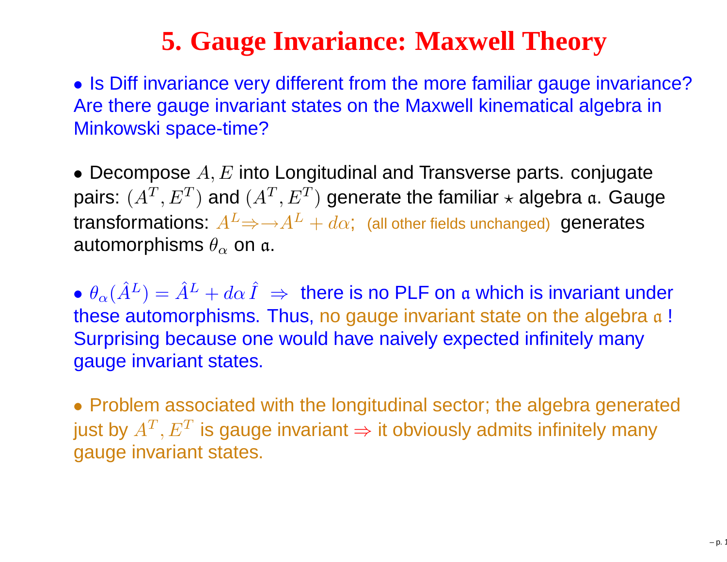# 5. Gauge Invariance: Maxwell Theory

- Is Diff invariance very different from the more familiar gauge invariance? Are there gauge invariant states on the Maxwell kinematical algebra in Minkowski space-time?

- Decompose $A, E$ into Longitudinal and Transverse parts. conjugate pairs: $(A^T, E^T)$ and $(A^T, E^T)$ generate the familiar $\star$ algebra $\mathfrak{a}$. Gauge transformations: $A^L \Rightarrow\!\rightarrow A^L + d\alpha$; (all other fields unchanged) generates automorphisms $\theta_\alpha$ on $\mathfrak{a}$.

- $\theta_\alpha(\hat{A}^L) = \hat{A}^L + d\alpha\, \hat{I} \;\Rightarrow$ there is no PLF on $\mathfrak{a}$ which is invariant under these automorphisms. Thus, no gauge invariant state on the algebra $\mathfrak{a}$ ! Surprising because one would have naively expected infinitely many gauge invariant states.

- Problem associated with the longitudinal sector; the algebra generated just by $A^T, E^T$ is gauge invariant $\Rightarrow$ it obviously admits infinitely many gauge invariant states.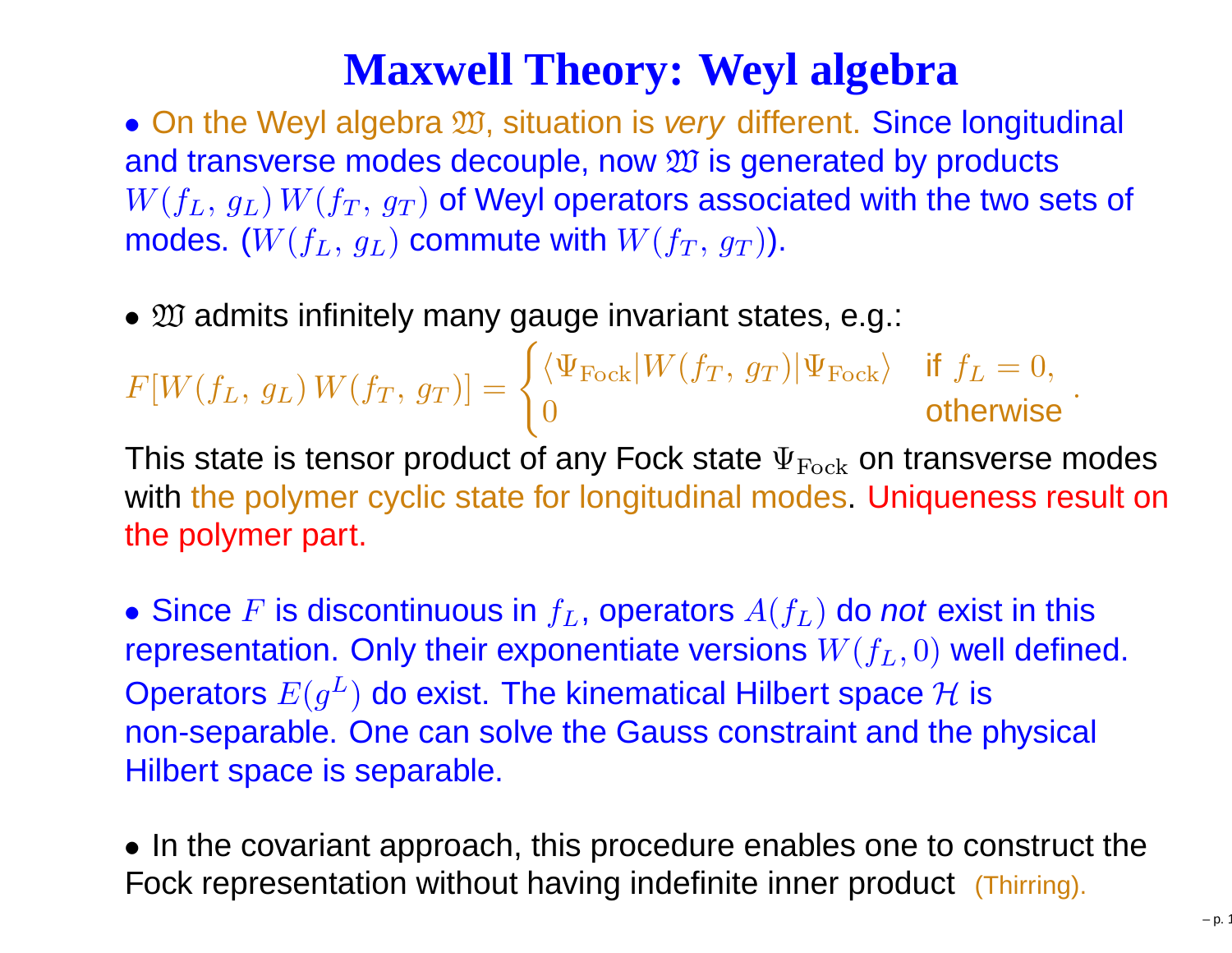# Maxwell Theory: Weyl algebra

- On the Weyl algebra $\mathfrak{W}$, situation is *very* different. Since longitudinal and transverse modes decouple, now $\mathfrak{W}$ is generated by products $W(f_L,\, g_L)\, W(f_T,\, g_T)$ of Weyl operators associated with the two sets of modes. ($W(f_L,\, g_L)$ commute with $W(f_T,\, g_T)$).

- $\mathfrak{W}$ admits infinitely many gauge invariant states, e.g.:

$$F[W(f_L,\, g_L)\, W(f_T,\, g_T)] = \begin{cases} \langle \Psi_{\rm Fock} | W(f_T,\, g_T) | \Psi_{\rm Fock} \rangle & \text{if } f_L = 0, \\ 0 & \text{otherwise} \end{cases}.$$

This state is tensor product of any Fock state $\Psi_{\rm Fock}$ on transverse modes with the polymer cyclic state for longitudinal modes. Uniqueness result on the polymer part.

- Since $F$ is discontinuous in $f_L$, operators $A(f_L)$ do *not* exist in this representation. Only their exponentiate versions $W(f_L, 0)$ well defined. Operators $E(g^L)$ do exist. The kinematical Hilbert space $\mathcal{H}$ is non-separable. One can solve the Gauss constraint and the physical Hilbert space is separable.

- In the covariant approach, this procedure enables one to construct the Fock representation without having indefinite inner product (Thirring).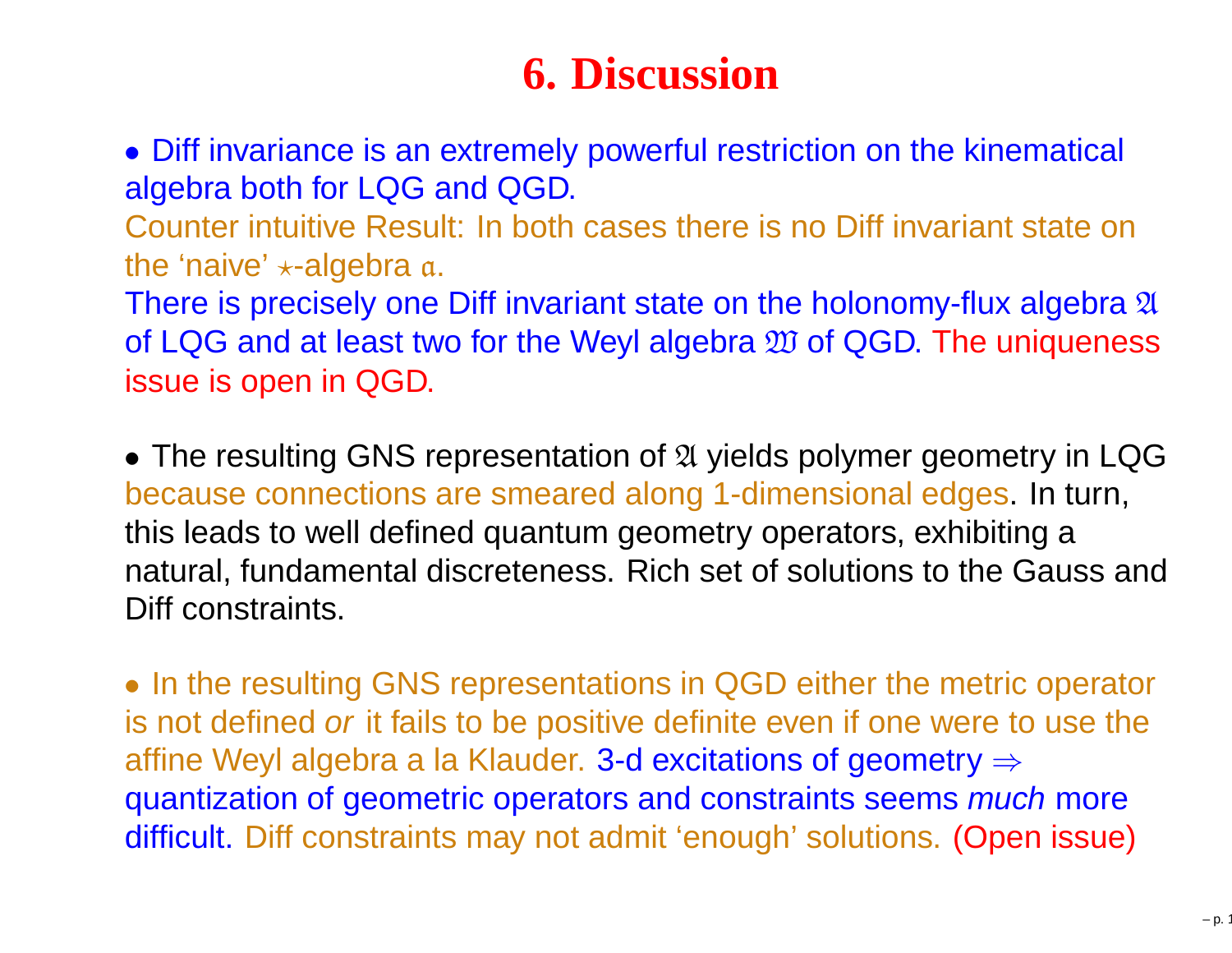# 6. Discussion

- Diff invariance is an extremely powerful restriction on the kinematical algebra both for LQG and QGD.
Counter intuitive Result: In both cases there is no Diff invariant state on the 'naive' $\star$-algebra $\mathfrak{a}$.
There is precisely one Diff invariant state on the holonomy-flux algebra $\mathfrak{A}$ of LQG and at least two for the Weyl algebra $\mathfrak{W}$ of QGD. The uniqueness issue is open in QGD.

- The resulting GNS representation of $\mathfrak{A}$ yields polymer geometry in LQG because connections are smeared along 1-dimensional edges. In turn, this leads to well defined quantum geometry operators, exhibiting a natural, fundamental discreteness. Rich set of solutions to the Gauss and Diff constraints.

- In the resulting GNS representations in QGD either the metric operator is not defined *or* it fails to be positive definite even if one were to use the affine Weyl algebra a la Klauder. 3-d excitations of geometry $\Rightarrow$ quantization of geometric operators and constraints seems *much* more difficult. Diff constraints may not admit 'enough' solutions. (Open issue)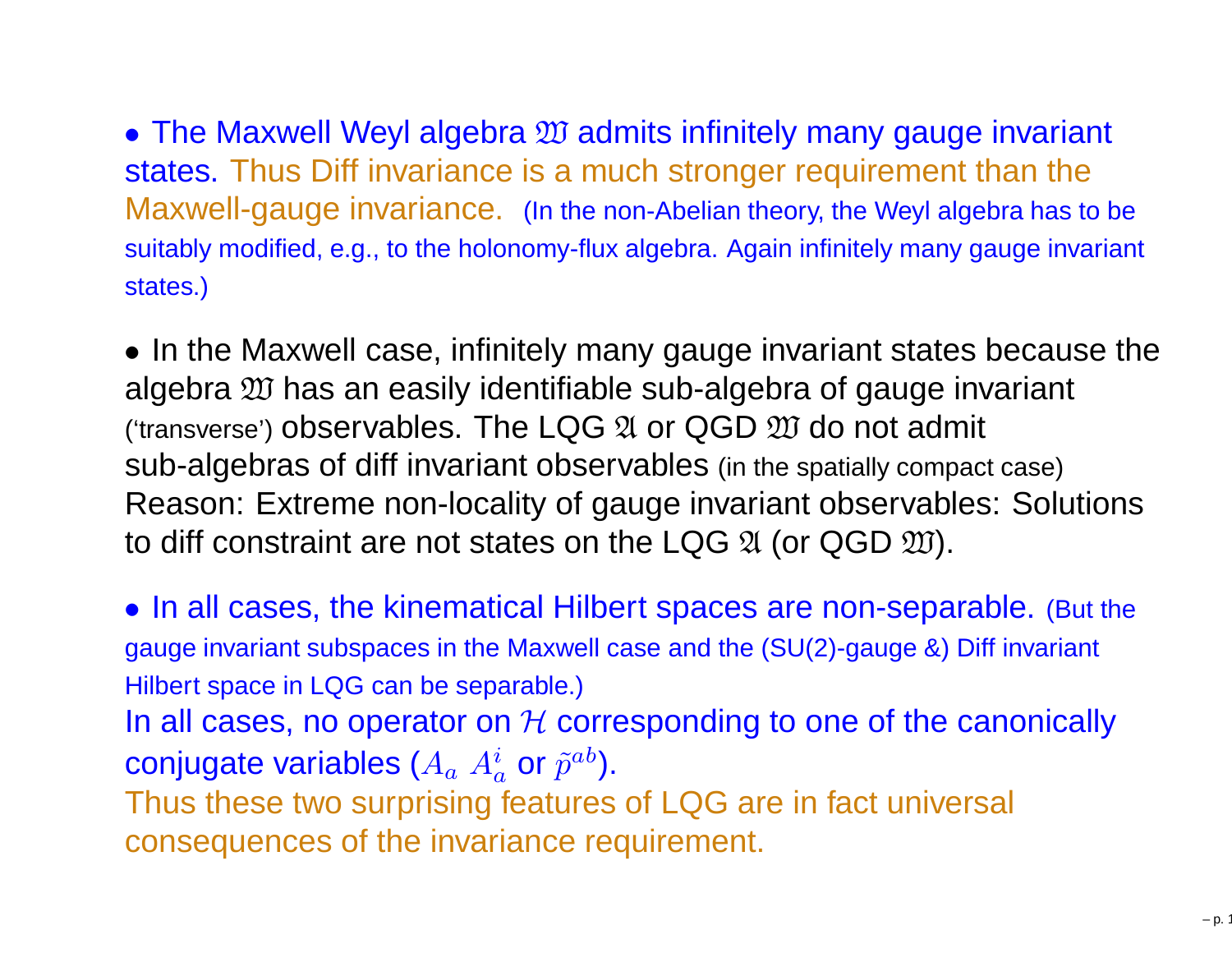- The Maxwell Weyl algebra $\mathfrak{W}$ admits infinitely many gauge invariant states. Thus Diff invariance is a much stronger requirement than the Maxwell-gauge invariance. (In the non-Abelian theory, the Weyl algebra has to be suitably modified, e.g., to the holonomy-flux algebra. Again infinitely many gauge invariant states.)

- In the Maxwell case, infinitely many gauge invariant states because the algebra $\mathfrak{W}$ has an easily identifiable sub-algebra of gauge invariant ('transverse') observables. The LQG $\mathfrak{A}$ or QGD $\mathfrak{W}$ do not admit sub-algebras of diff invariant observables (in the spatially compact case) Reason: Extreme non-locality of gauge invariant observables: Solutions to diff constraint are not states on the LQG $\mathfrak{A}$ (or QGD $\mathfrak{W}$).

- In all cases, the kinematical Hilbert spaces are non-separable. (But the gauge invariant subspaces in the Maxwell case and the (SU(2)-gauge &) Diff invariant Hilbert space in LQG can be separable.)
In all cases, no operator on $\mathcal{H}$ corresponding to one of the canonically conjugate variables ($A_a$ $A_a^i$ or $\tilde{p}^{ab}$).
Thus these two surprising features of LQG are in fact universal consequences of the invariance requirement.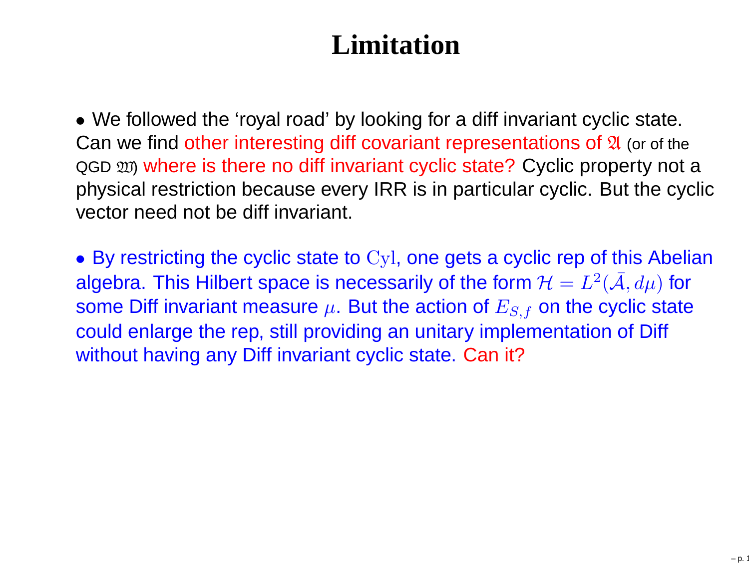# Limitation

- We followed the ‘royal road’ by looking for a diff invariant cyclic state. Can we find other interesting diff covariant representations of $\mathfrak{A}$ (or of the QGD $\mathfrak{W}$) where is there no diff invariant cyclic state? Cyclic property not a physical restriction because every IRR is in particular cyclic. But the cyclic vector need not be diff invariant.

- By restricting the cyclic state to $\mathrm{Cyl}$, one gets a cyclic rep of this Abelian algebra. This Hilbert space is necessarily of the form $\mathcal{H} = L^2(\bar{\mathcal{A}}, d\mu)$ for some Diff invariant measure $\mu$. But the action of $E_{S,f}$ on the cyclic state could enlarge the rep, still providing an unitary implementation of Diff without having any Diff invariant cyclic state. Can it?